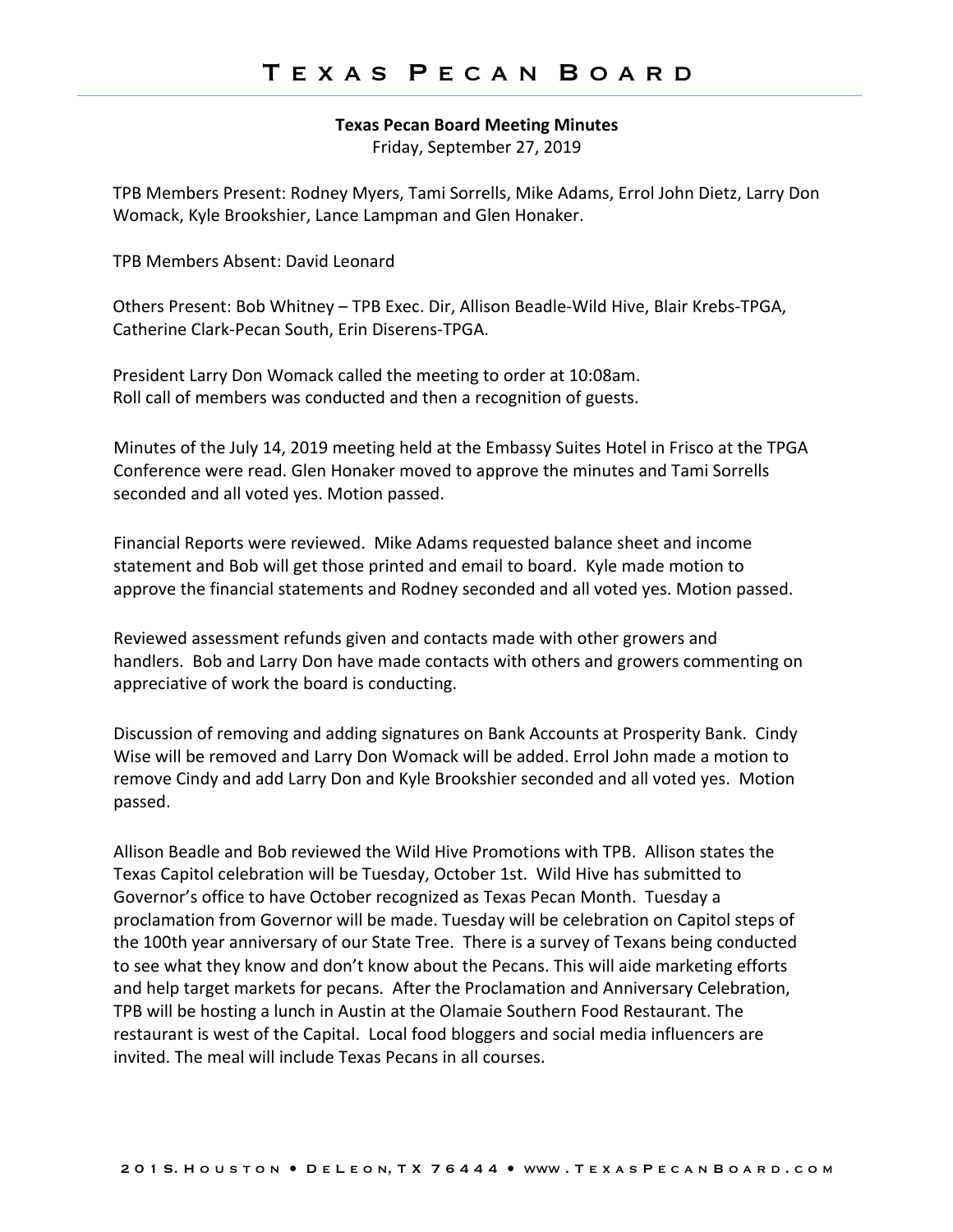# Texas Pecan Board

**Texas Pecan Board Meeting Minutes**

Friday, September 27, 2019

TPB Members Present: Rodney Myers, Tami Sorrells, Mike Adams, Errol John Dietz, Larry Don Womack, Kyle Brookshier, Lance Lampman and Glen Honaker.

TPB Members Absent: David Leonard

Others Present: Bob Whitney – TPB Exec. Dir, Allison Beadle-Wild Hive, Blair Krebs-TPGA, Catherine Clark-Pecan South, Erin Diserens-TPGA.

President Larry Don Womack called the meeting to order at 10:08am.
Roll call of members was conducted and then a recognition of guests.

Minutes of the July 14, 2019 meeting held at the Embassy Suites Hotel in Frisco at the TPGA Conference were read. Glen Honaker moved to approve the minutes and Tami Sorrells seconded and all voted yes. Motion passed.

Financial Reports were reviewed. Mike Adams requested balance sheet and income statement and Bob will get those printed and email to board. Kyle made motion to approve the financial statements and Rodney seconded and all voted yes. Motion passed.

Reviewed assessment refunds given and contacts made with other growers and handlers. Bob and Larry Don have made contacts with others and growers commenting on appreciative of work the board is conducting.

Discussion of removing and adding signatures on Bank Accounts at Prosperity Bank. Cindy Wise will be removed and Larry Don Womack will be added. Errol John made a motion to remove Cindy and add Larry Don and Kyle Brookshier seconded and all voted yes. Motion passed.

Allison Beadle and Bob reviewed the Wild Hive Promotions with TPB. Allison states the Texas Capitol celebration will be Tuesday, October 1st. Wild Hive has submitted to Governor's office to have October recognized as Texas Pecan Month. Tuesday a proclamation from Governor will be made. Tuesday will be celebration on Capitol steps of the 100th year anniversary of our State Tree. There is a survey of Texans being conducted to see what they know and don't know about the Pecans. This will aide marketing efforts and help target markets for pecans. After the Proclamation and Anniversary Celebration, TPB will be hosting a lunch in Austin at the Olamaie Southern Food Restaurant. The restaurant is west of the Capital. Local food bloggers and social media influencers are invited. The meal will include Texas Pecans in all courses.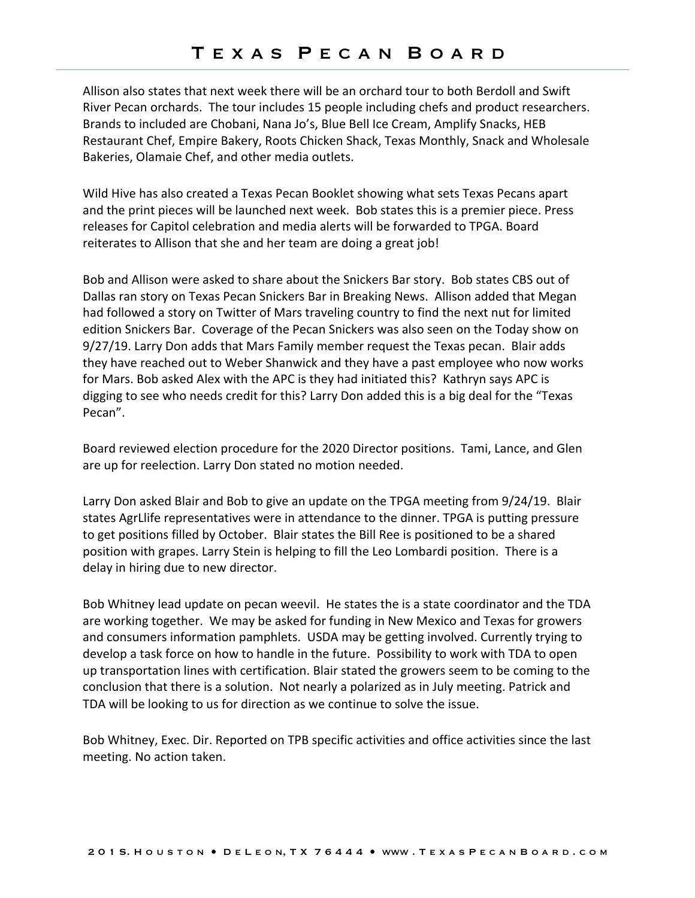Allison also states that next week there will be an orchard tour to both Berdoll and Swift River Pecan orchards. The tour includes 15 people including chefs and product researchers. Brands to included are Chobani, Nana Jo's, Blue Bell Ice Cream, Amplify Snacks, HEB Restaurant Chef, Empire Bakery, Roots Chicken Shack, Texas Monthly, Snack and Wholesale Bakeries, Olamaie Chef, and other media outlets.

Wild Hive has also created a Texas Pecan Booklet showing what sets Texas Pecans apart and the print pieces will be launched next week. Bob states this is a premier piece. Press releases for Capitol celebration and media alerts will be forwarded to TPGA. Board reiterates to Allison that she and her team are doing a great job!

Bob and Allison were asked to share about the Snickers Bar story. Bob states CBS out of Dallas ran story on Texas Pecan Snickers Bar in Breaking News. Allison added that Megan had followed a story on Twitter of Mars traveling country to find the next nut for limited edition Snickers Bar. Coverage of the Pecan Snickers was also seen on the Today show on 9/27/19. Larry Don adds that Mars Family member request the Texas pecan. Blair adds they have reached out to Weber Shanwick and they have a past employee who now works for Mars. Bob asked Alex with the APC is they had initiated this? Kathryn says APC is digging to see who needs credit for this? Larry Don added this is a big deal for the "Texas Pecan".

Board reviewed election procedure for the 2020 Director positions. Tami, Lance, and Glen are up for reelection. Larry Don stated no motion needed.

Larry Don asked Blair and Bob to give an update on the TPGA meeting from 9/24/19. Blair states AgrLlife representatives were in attendance to the dinner. TPGA is putting pressure to get positions filled by October. Blair states the Bill Ree is positioned to be a shared position with grapes. Larry Stein is helping to fill the Leo Lombardi position. There is a delay in hiring due to new director.

Bob Whitney lead update on pecan weevil. He states the is a state coordinator and the TDA are working together. We may be asked for funding in New Mexico and Texas for growers and consumers information pamphlets. USDA may be getting involved. Currently trying to develop a task force on how to handle in the future. Possibility to work with TDA to open up transportation lines with certification. Blair stated the growers seem to be coming to the conclusion that there is a solution. Not nearly a polarized as in July meeting. Patrick and TDA will be looking to us for direction as we continue to solve the issue.

Bob Whitney, Exec. Dir. Reported on TPB specific activities and office activities since the last meeting. No action taken.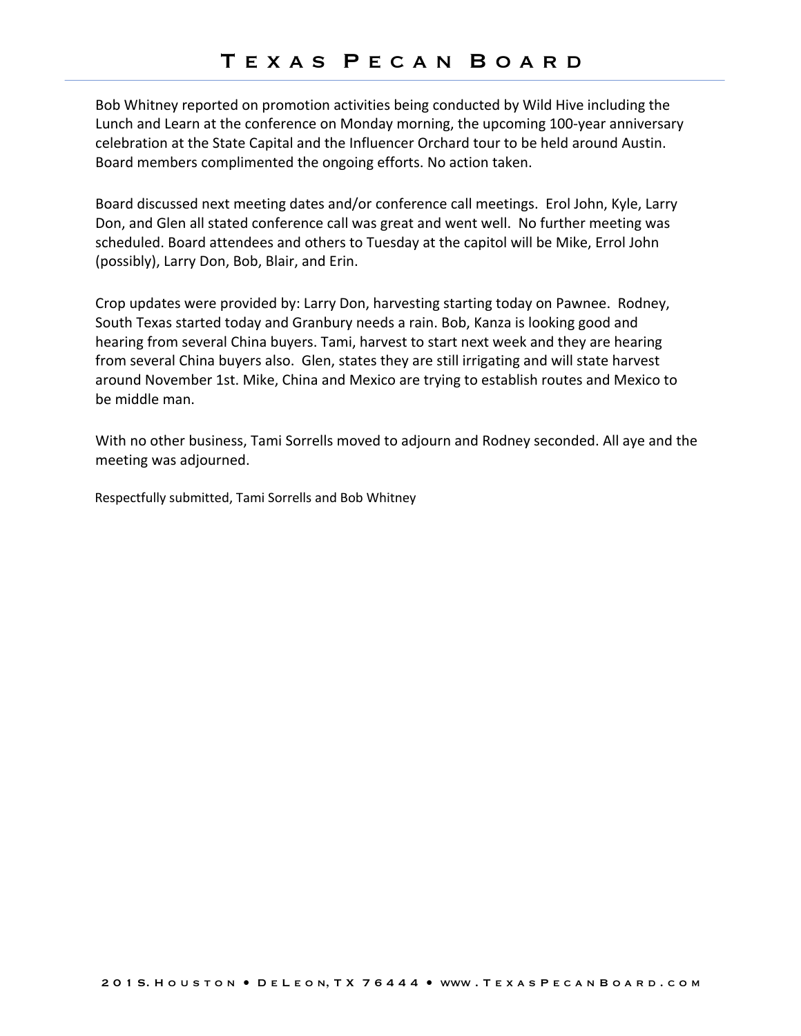Bob Whitney reported on promotion activities being conducted by Wild Hive including the Lunch and Learn at the conference on Monday morning, the upcoming 100-year anniversary celebration at the State Capital and the Influencer Orchard tour to be held around Austin. Board members complimented the ongoing efforts. No action taken.

Board discussed next meeting dates and/or conference call meetings. Erol John, Kyle, Larry Don, and Glen all stated conference call was great and went well. No further meeting was scheduled. Board attendees and others to Tuesday at the capitol will be Mike, Errol John (possibly), Larry Don, Bob, Blair, and Erin.

Crop updates were provided by: Larry Don, harvesting starting today on Pawnee. Rodney, South Texas started today and Granbury needs a rain. Bob, Kanza is looking good and hearing from several China buyers. Tami, harvest to start next week and they are hearing from several China buyers also. Glen, states they are still irrigating and will state harvest around November 1st. Mike, China and Mexico are trying to establish routes and Mexico to be middle man.

With no other business, Tami Sorrells moved to adjourn and Rodney seconded. All aye and the meeting was adjourned.

Respectfully submitted, Tami Sorrells and Bob Whitney